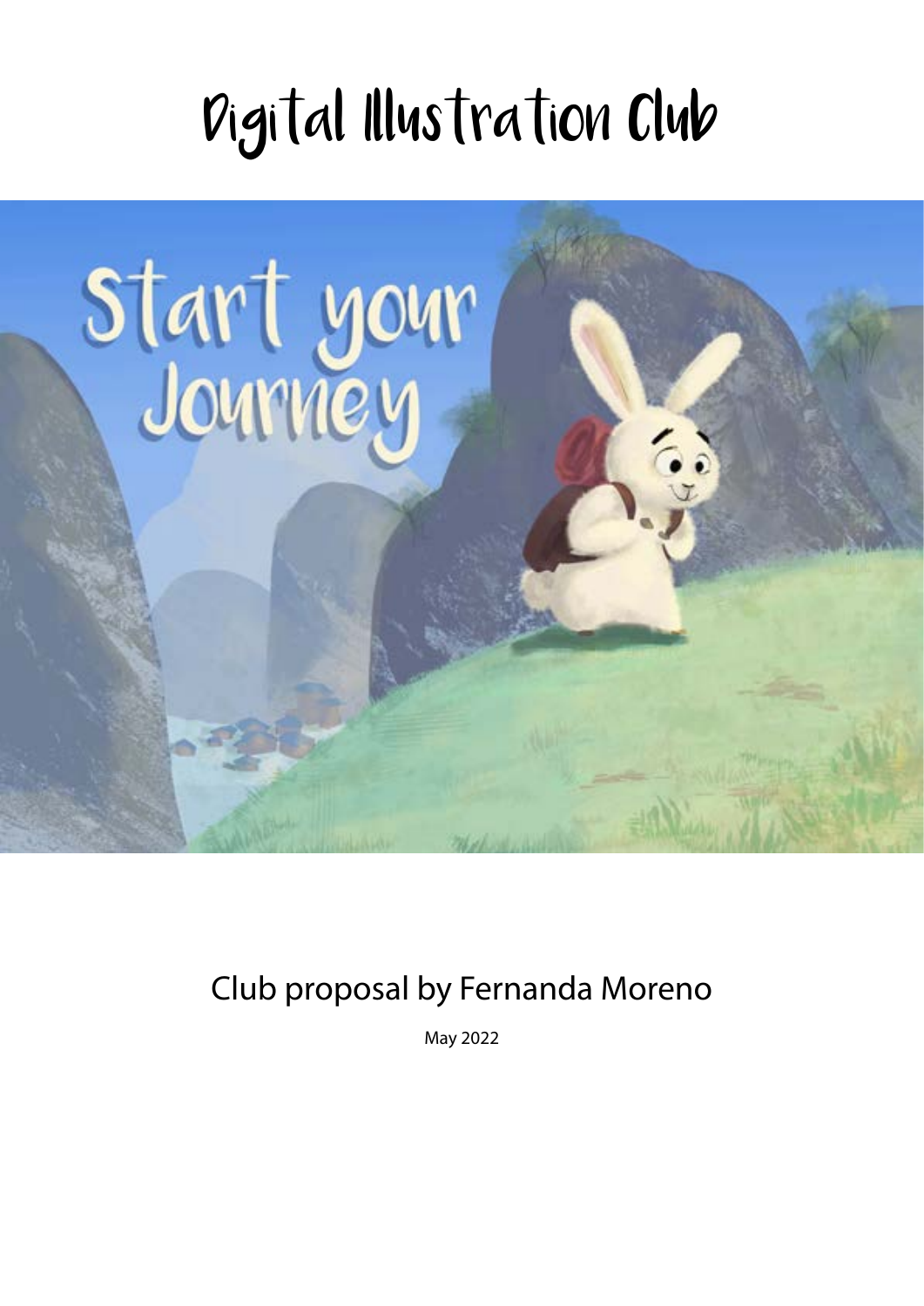# Digital Illustration Club

Club proposal by Fernanda Moreno

May 2022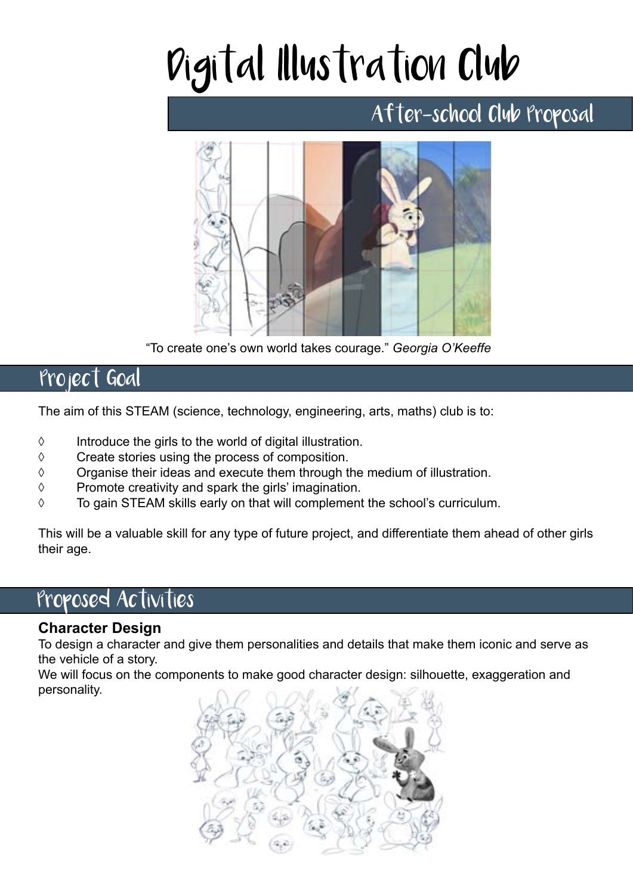# Digital Illustration Club

## After-school Club Proposal

"To create one's own world takes courage." *Georgia O'Keeffe*

## Project Goal

The aim of this STEAM (science, technology, engineering, arts, maths) club is to:

◊ Introduce the girls to the world of digital illustration.
◊ Create stories using the process of composition.
◊ Organise their ideas and execute them through the medium of illustration.
◊ Promote creativity and spark the girls' imagination.
◊ To gain STEAM skills early on that will complement the school's curriculum.

This will be a valuable skill for any type of future project, and differentiate them ahead of other girls their age.

## Proposed Activities

**Character Design**

To design a character and give them personalities and details that make them iconic and serve as the vehicle of a story.

We will focus on the components to make good character design: silhouette, exaggeration and personality.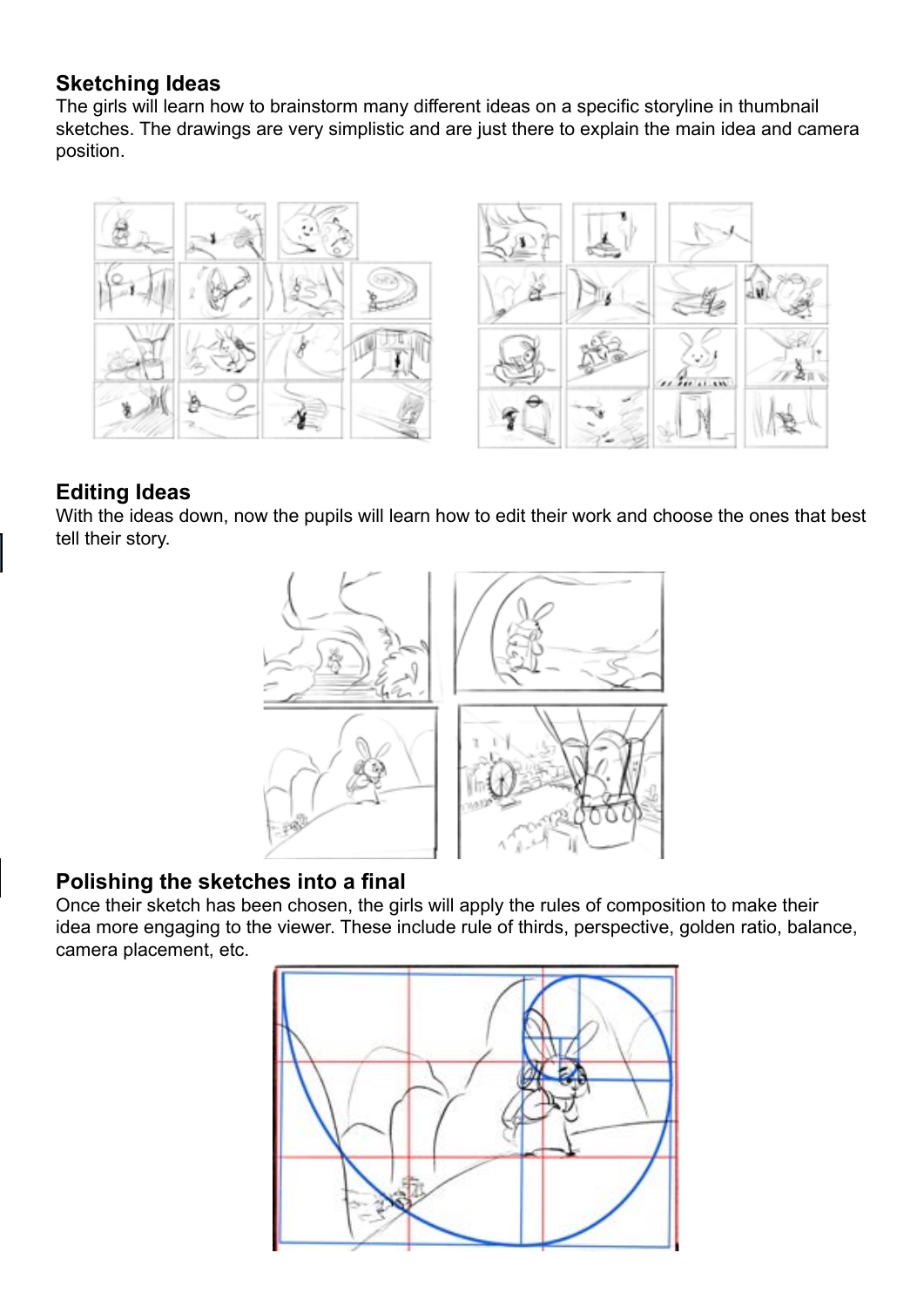## Sketching Ideas

The girls will learn how to brainstorm many different ideas on a specific storyline in thumbnail sketches. The drawings are very simplistic and are just there to explain the main idea and camera position.

## Editing Ideas

With the ideas down, now the pupils will learn how to edit their work and choose the ones that best tell their story.

## Polishing the sketches into a final

Once their sketch has been chosen, the girls will apply the rules of composition to make their idea more engaging to the viewer. These include rule of thirds, perspective, golden ratio, balance, camera placement, etc.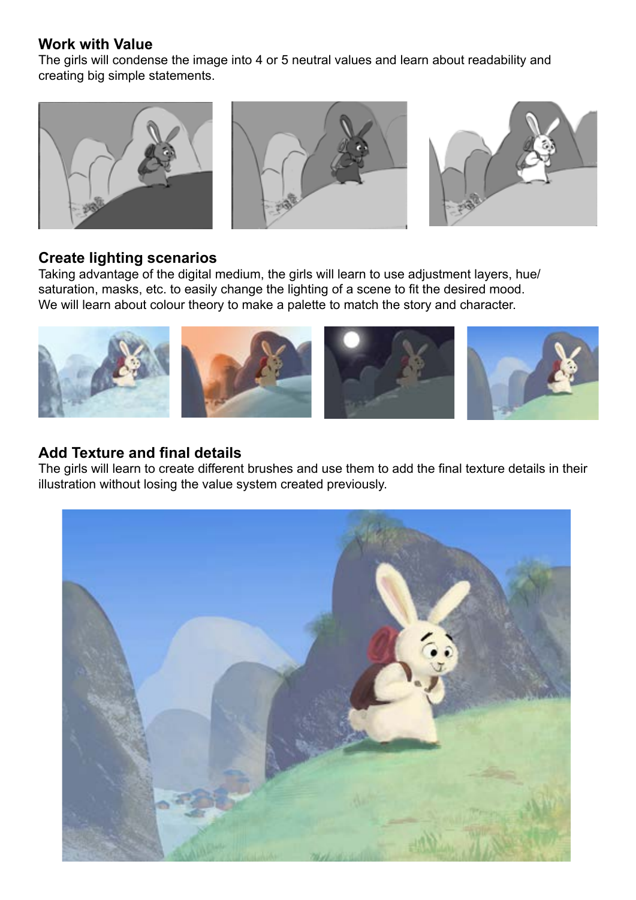## Work with Value

The girls will condense the image into 4 or 5 neutral values and learn about readability and creating big simple statements.

## Create lighting scenarios

Taking advantage of the digital medium, the girls will learn to use adjustment layers, hue/saturation, masks, etc. to easily change the lighting of a scene to fit the desired mood. We will learn about colour theory to make a palette to match the story and character.

## Add Texture and final details

The girls will learn to create different brushes and use them to add the final texture details in their illustration without losing the value system created previously.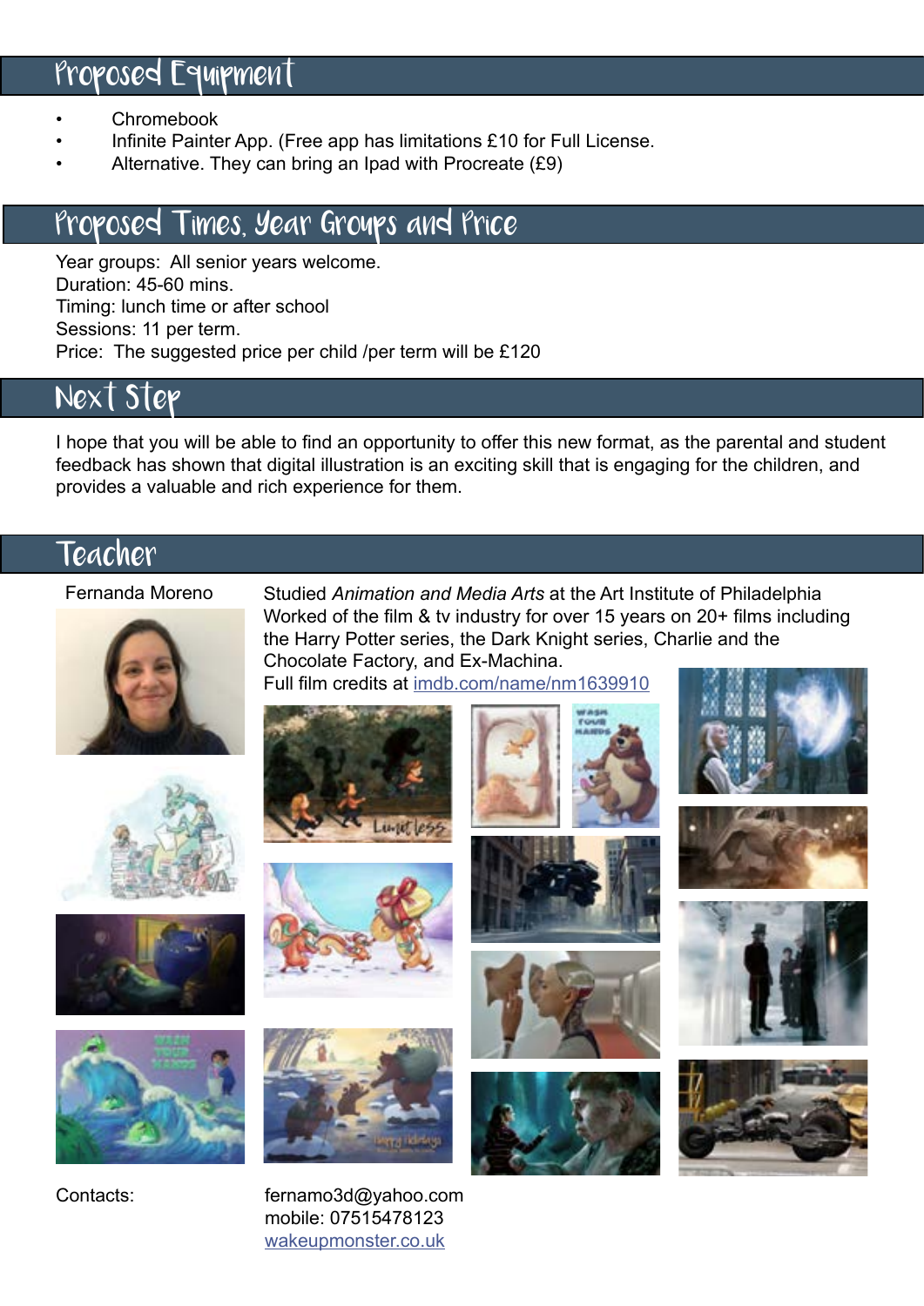## Proposed Equipment

- Chromebook
- Infinite Painter App. (Free app has limitations £10 for Full License.
- Alternative. They can bring an Ipad with Procreate (£9)

## Proposed Times, Year Groups and Price

Year groups: All senior years welcome.
Duration: 45-60 mins.
Timing: lunch time or after school
Sessions: 11 per term.
Price: The suggested price per child /per term will be £120

## Next Step

I hope that you will be able to find an opportunity to offer this new format, as the parental and student feedback has shown that digital illustration is an exciting skill that is engaging for the children, and provides a valuable and rich experience for them.

## Teacher

Fernanda Moreno

Studied *Animation and Media Arts* at the Art Institute of Philadelphia
Worked of the film & tv industry for over 15 years on 20+ films including the Harry Potter series, the Dark Knight series, Charlie and the Chocolate Factory, and Ex-Machina.
Full film credits at [imdb.com/name/nm1639910](imdb.com/name/nm1639910)

Contacts:

fernamo3d@yahoo.com
mobile: 07515478123
[wakeupmonster.co.uk](wakeupmonster.co.uk)